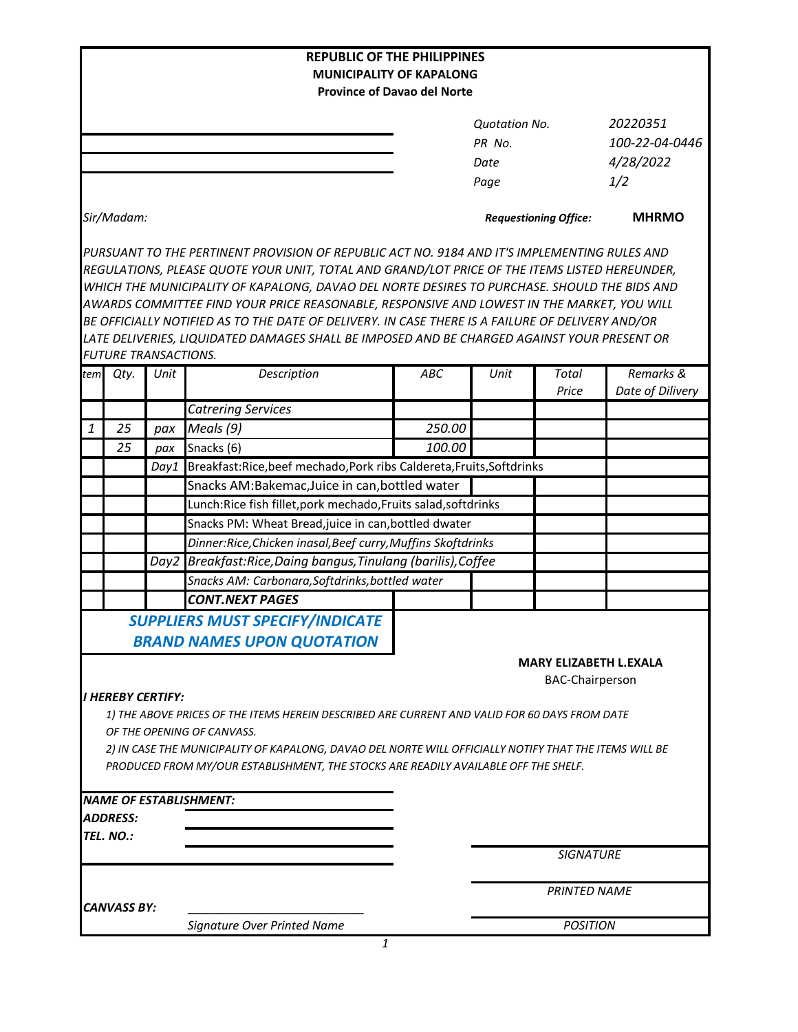**REPUBLIC OF THE PHILIPPINES**
**MUNICIPALITY OF KAPALONG**
**Province of Davao del Norte**

| | |
|---|---|
| *Quotation No.* | *20220351* |
| *PR No.* | *100-22-04-0446* |
| *Date* | *4/28/2022* |
| *Page* | *1/2* |

*Sir/Madam:*

***Requestioning Office:*** **MHRMO**

*PURSUANT TO THE PERTINENT PROVISION OF REPUBLIC ACT NO. 9184 AND IT'S IMPLEMENTING RULES AND REGULATIONS, PLEASE QUOTE YOUR UNIT, TOTAL AND GRAND/LOT PRICE OF THE ITEMS LISTED HEREUNDER, WHICH THE MUNICIPALITY OF KAPALONG, DAVAO DEL NORTE DESIRES TO PURCHASE. SHOULD THE BIDS AND AWARDS COMMITTEE FIND YOUR PRICE REASONABLE, RESPONSIVE AND LOWEST IN THE MARKET, YOU WILL BE OFFICIALLY NOTIFIED AS TO THE DATE OF DELIVERY. IN CASE THERE IS A FAILURE OF DELIVERY AND/OR LATE DELIVERIES, LIQUIDATED DAMAGES SHALL BE IMPOSED AND BE CHARGED AGAINST YOUR PRESENT OR FUTURE TRANSACTIONS.*

| *tem* | *Qty.* | *Unit* | *Description* | *ABC* | *Unit* | *Total Price* | *Remarks & Date of Dilivery* |
|---|---|---|---|---|---|---|---|
| | | | *Catrering Services* | | | | |
| *1* | *25* | *pax* | *Meals (9)* | *250.00* | | | |
| | *25* | *pax* | Snacks (6) | *100.00* | | | |
| | | *Day1* | Breakfast:Rice,beef mechado,Pork ribs Caldereta,Fruits,Softdrinks | | | | |
| | | | Snacks AM:Bakemac,Juice in can,bottled water | | | | |
| | | | Lunch:Rice fish fillet,pork mechado,Fruits salad,softdrinks | | | | |
| | | | Snacks PM: Wheat Bread,juice in can,bottled dwater | | | | |
| | | | *Dinner:Rice,Chicken inasal,Beef curry,Muffins Skoftdrinks* | | | | |
| | | *Day2* | *Breakfast:Rice,Daing bangus,Tinulang (barilis),Coffee* | | | | |
| | | | *Snacks AM: Carbonara,Softdrinks,bottled water* | | | | |
| | | | ***CONT.NEXT PAGES*** | | | | |

***SUPPLIERS MUST SPECIFY/INDICATE BRAND NAMES UPON QUOTATION***

**MARY ELIZABETH L.EXALA**
BAC-Chairperson

***I HEREBY CERTIFY:***

*1) THE ABOVE PRICES OF THE ITEMS HEREIN DESCRIBED ARE CURRENT AND VALID FOR 60 DAYS FROM DATE OF THE OPENING OF CANVASS.*

*2) IN CASE THE MUNICIPALITY OF KAPALONG, DAVAO DEL NORTE WILL OFFICIALLY NOTIFY THAT THE ITEMS WILL BE PRODUCED FROM MY/OUR ESTABLISHMENT, THE STOCKS ARE READILY AVAILABLE OFF THE SHELF.*

***NAME OF ESTABLISHMENT:*** ____________________

***ADDRESS:*** ____________________

***TEL. NO.:*** ____________________

____________________
*SIGNATURE*

____________________
*PRINTED NAME*

***CANVASS BY:*** ____________________
*Signature Over Printed Name*

____________________
*POSITION*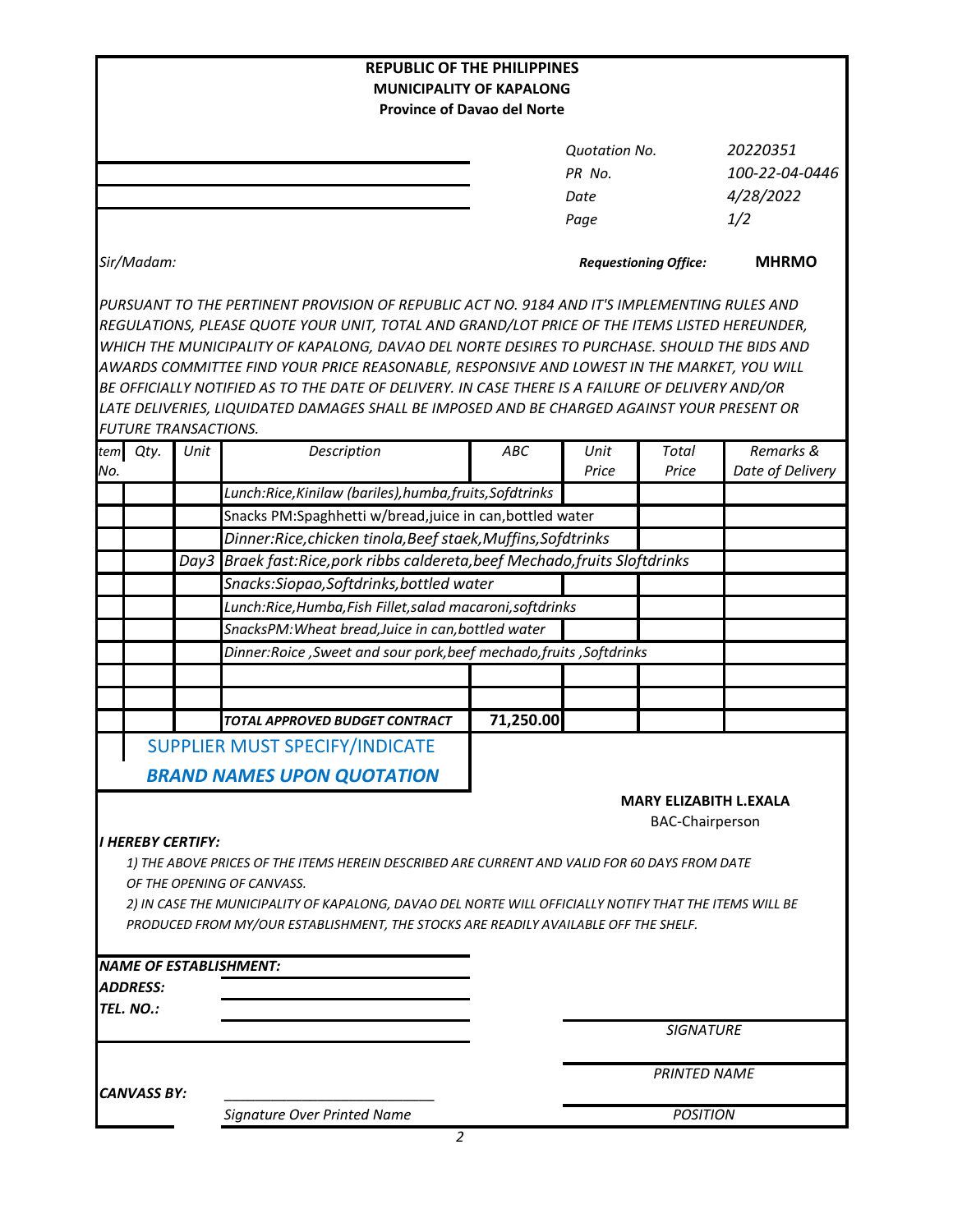**REPUBLIC OF THE PHILIPPINES**
**MUNICIPALITY OF KAPALONG**
**Province of Davao del Norte**

| | |
|---|---|
| *Quotation No.* | *20220351* |
| *PR No.* | *100-22-04-0446* |
| *Date* | *4/28/2022* |
| *Page* | *1/2* |

*Sir/Madam:*

***Requestioning Office:*** **MHRMO**

*PURSUANT TO THE PERTINENT PROVISION OF REPUBLIC ACT NO. 9184 AND IT'S IMPLEMENTING RULES AND REGULATIONS, PLEASE QUOTE YOUR UNIT, TOTAL AND GRAND/LOT PRICE OF THE ITEMS LISTED HEREUNDER, WHICH THE MUNICIPALITY OF KAPALONG, DAVAO DEL NORTE DESIRES TO PURCHASE. SHOULD THE BIDS AND AWARDS COMMITTEE FIND YOUR PRICE REASONABLE, RESPONSIVE AND LOWEST IN THE MARKET, YOU WILL BE OFFICIALLY NOTIFIED AS TO THE DATE OF DELIVERY. IN CASE THERE IS A FAILURE OF DELIVERY AND/OR LATE DELIVERIES, LIQUIDATED DAMAGES SHALL BE IMPOSED AND BE CHARGED AGAINST YOUR PRESENT OR FUTURE TRANSACTIONS.*

| *Item No.* | *Qty.* | *Unit* | *Description* | *ABC* | *Unit Price* | *Total Price* | *Remarks & Date of Delivery* |
|---|---|---|---|---|---|---|---|
| | | | *Lunch:Rice,Kinilaw (bariles),humba,fruits,Sofdtrinks* | | | | |
| | | | *Snacks PM:Spaghhetti w/bread,juice in can,bottled water* | | | | |
| | | | *Dinner:Rice,chicken tinola,Beef staek,Muffins,Sofdtrinks* | | | | |
| | | *Day3* | *Braek fast:Rice,pork ribbs caldereta,beef Mechado,fruits Sloftdrinks* | | | | |
| | | | *Snacks:Siopao,Softdrinks,bottled water* | | | | |
| | | | *Lunch:Rice,Humba,Fish Fillet,salad macaroni,softdrinks* | | | | |
| | | | *SnacksPM:Wheat bread,Juice in can,bottled water* | | | | |
| | | | *Dinner:Roice ,Sweet and sour pork,beef mechado,fruits ,Softdrinks* | | | | |
| | | | | | | | |
| | | | | | | | |
| | | | ***TOTAL APPROVED BUDGET CONTRACT*** | **71,250.00** | | | |

SUPPLIER MUST SPECIFY/INDICATE

***BRAND NAMES UPON QUOTATION***

**MARY ELIZABITH L.EXALA**
BAC-Chairperson

***I HEREBY CERTIFY:***

*1) THE ABOVE PRICES OF THE ITEMS HEREIN DESCRIBED ARE CURRENT AND VALID FOR 60 DAYS FROM DATE OF THE OPENING OF CANVASS.*

*2) IN CASE THE MUNICIPALITY OF KAPALONG, DAVAO DEL NORTE WILL OFFICIALLY NOTIFY THAT THE ITEMS WILL BE PRODUCED FROM MY/OUR ESTABLISHMENT, THE STOCKS ARE READILY AVAILABLE OFF THE SHELF.*

***NAME OF ESTABLISHMENT:***
***ADDRESS:***
***TEL. NO.:***

*SIGNATURE*

*PRINTED NAME*

***CANVASS BY:*** ___________________________

*Signature Over Printed Name*

*POSITION*